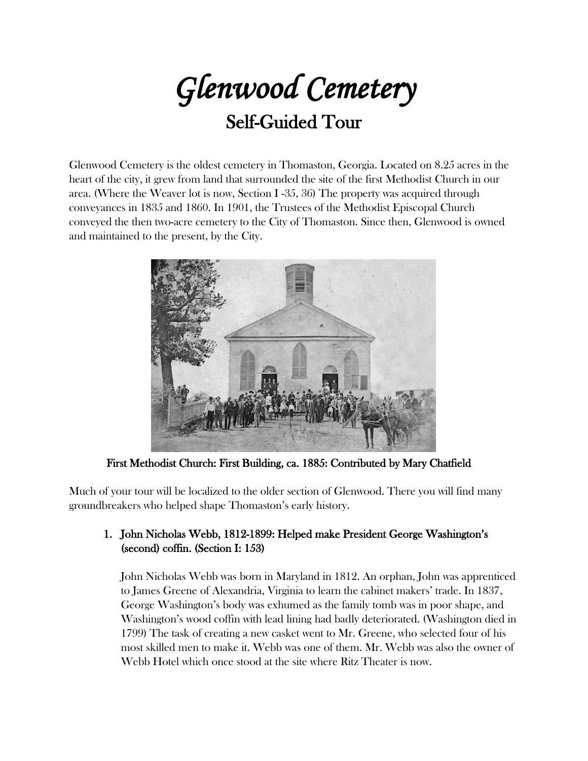# *Glenwood Cemetery*

## Self-Guided Tour

Glenwood Cemetery is the oldest cemetery in Thomaston, Georgia. Located on 8.25 acres in the heart of the city, it grew from land that surrounded the site of the first Methodist Church in our area. (Where the Weaver lot is now, Section I -35, 36) The property was acquired through conveyances in 1835 and 1860. In 1901, the Trustees of the Methodist Episcopal Church conveyed the then two-acre cemetery to the City of Thomaston. Since then, Glenwood is owned and maintained to the present, by the City.

**First Methodist Church: First Building, ca. 1885: Contributed by Mary Chatfield**

Much of your tour will be localized to the older section of Glenwood. There you will find many groundbreakers who helped shape Thomaston's early history.

1. **John Nicholas Webb, 1812-1899: Helped make President George Washington's (second) coffin. (Section I: 153)**

   John Nicholas Webb was born in Maryland in 1812. An orphan, John was apprenticed to James Greene of Alexandria, Virginia to learn the cabinet makers' trade. In 1837, George Washington's body was exhumed as the family tomb was in poor shape, and Washington's wood coffin with lead lining had badly deteriorated. (Washington died in 1799) The task of creating a new casket went to Mr. Greene, who selected four of his most skilled men to make it. Webb was one of them. Mr. Webb was also the owner of Webb Hotel which once stood at the site where Ritz Theater is now.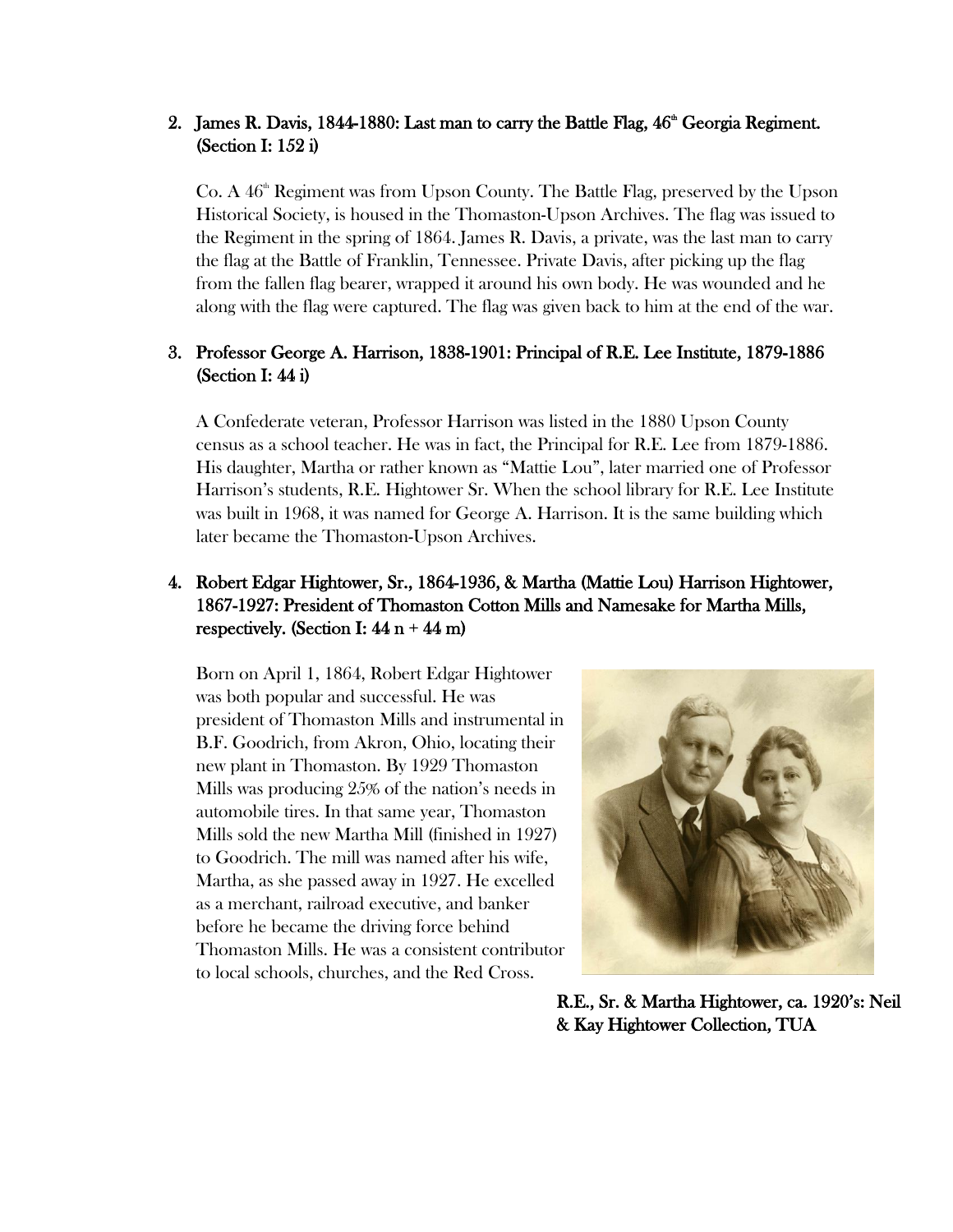2. **James R. Davis, 1844-1880: Last man to carry the Battle Flag, 46th Georgia Regiment. (Section I: 152 i)**

   Co. A 46th Regiment was from Upson County. The Battle Flag, preserved by the Upson Historical Society, is housed in the Thomaston-Upson Archives. The flag was issued to the Regiment in the spring of 1864. James R. Davis, a private, was the last man to carry the flag at the Battle of Franklin, Tennessee. Private Davis, after picking up the flag from the fallen flag bearer, wrapped it around his own body. He was wounded and he along with the flag were captured. The flag was given back to him at the end of the war.

3. **Professor George A. Harrison, 1838-1901: Principal of R.E. Lee Institute, 1879-1886 (Section I: 44 i)**

   A Confederate veteran, Professor Harrison was listed in the 1880 Upson County census as a school teacher. He was in fact, the Principal for R.E. Lee from 1879-1886. His daughter, Martha or rather known as "Mattie Lou", later married one of Professor Harrison's students, R.E. Hightower Sr. When the school library for R.E. Lee Institute was built in 1968, it was named for George A. Harrison. It is the same building which later became the Thomaston-Upson Archives.

4. **Robert Edgar Hightower, Sr., 1864-1936, & Martha (Mattie Lou) Harrison Hightower, 1867-1927: President of Thomaston Cotton Mills and Namesake for Martha Mills, respectively. (Section I: 44 n + 44 m)**

   Born on April 1, 1864, Robert Edgar Hightower was both popular and successful. He was president of Thomaston Mills and instrumental in B.F. Goodrich, from Akron, Ohio, locating their new plant in Thomaston. By 1929 Thomaston Mills was producing 25% of the nation's needs in automobile tires. In that same year, Thomaston Mills sold the new Martha Mill (finished in 1927) to Goodrich. The mill was named after his wife, Martha, as she passed away in 1927. He excelled as a merchant, railroad executive, and banker before he became the driving force behind Thomaston Mills. He was a consistent contributor to local schools, churches, and the Red Cross.

**R.E., Sr. & Martha Hightower, ca. 1920's: Neil & Kay Hightower Collection, TUA**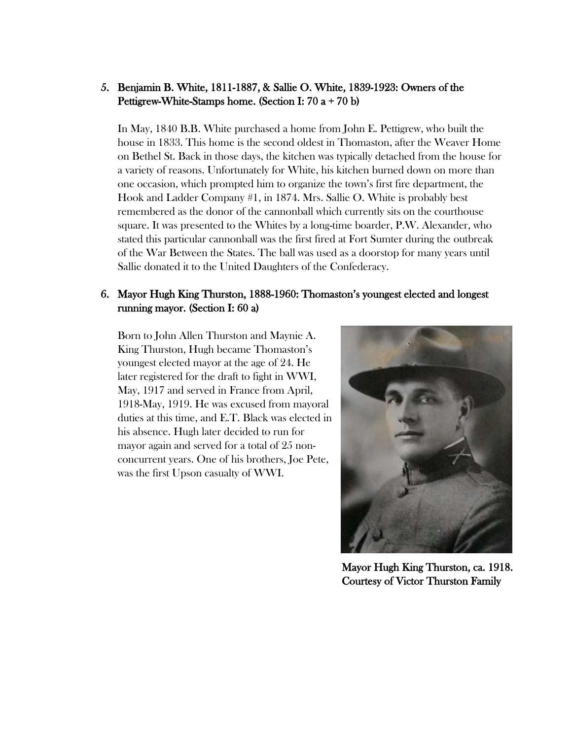5. **Benjamin B. White, 1811-1887, & Sallie O. White, 1839-1923: Owners of the Pettigrew-White-Stamps home. (Section I: 70 a + 70 b)**

   In May, 1840 B.B. White purchased a home from John E. Pettigrew, who built the house in 1833. This home is the second oldest in Thomaston, after the Weaver Home on Bethel St. Back in those days, the kitchen was typically detached from the house for a variety of reasons. Unfortunately for White, his kitchen burned down on more than one occasion, which prompted him to organize the town's first fire department, the Hook and Ladder Company #1, in 1874. Mrs. Sallie O. White is probably best remembered as the donor of the cannonball which currently sits on the courthouse square. It was presented to the Whites by a long-time boarder, P.W. Alexander, who stated this particular cannonball was the first fired at Fort Sumter during the outbreak of the War Between the States. The ball was used as a doorstop for many years until Sallie donated it to the United Daughters of the Confederacy.

6. **Mayor Hugh King Thurston, 1888-1960: Thomaston's youngest elected and longest running mayor. (Section I: 60 a)**

   Born to John Allen Thurston and Maynie A. King Thurston, Hugh became Thomaston's youngest elected mayor at the age of 24. He later registered for the draft to fight in WWI, May, 1917 and served in France from April, 1918-May, 1919. He was excused from mayoral duties at this time, and E.T. Black was elected in his absence. Hugh later decided to run for mayor again and served for a total of 25 non-concurrent years. One of his brothers, Joe Pete, was the first Upson casualty of WWI.

**Mayor Hugh King Thurston, ca. 1918. Courtesy of Victor Thurston Family**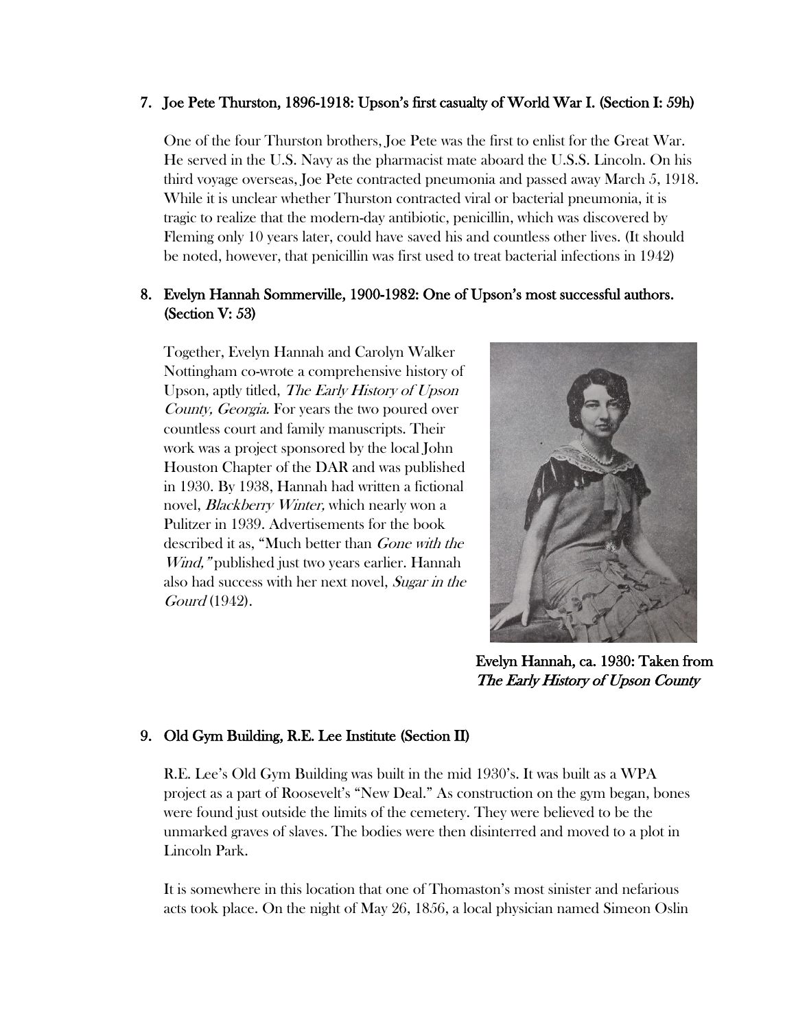## 7. Joe Pete Thurston, 1896-1918: Upson's first casualty of World War I. (Section I: 59h)

One of the four Thurston brothers, Joe Pete was the first to enlist for the Great War. He served in the U.S. Navy as the pharmacist mate aboard the U.S.S. Lincoln. On his third voyage overseas, Joe Pete contracted pneumonia and passed away March 5, 1918. While it is unclear whether Thurston contracted viral or bacterial pneumonia, it is tragic to realize that the modern-day antibiotic, penicillin, which was discovered by Fleming only 10 years later, could have saved his and countless other lives. (It should be noted, however, that penicillin was first used to treat bacterial infections in 1942)

## 8. Evelyn Hannah Sommerville, 1900-1982: One of Upson's most successful authors. (Section V: 53)

Together, Evelyn Hannah and Carolyn Walker Nottingham co-wrote a comprehensive history of Upson, aptly titled, *The Early History of Upson County, Georgia.* For years the two poured over countless court and family manuscripts. Their work was a project sponsored by the local John Houston Chapter of the DAR and was published in 1930. By 1938, Hannah had written a fictional novel, *Blackberry Winter,* which nearly won a Pulitzer in 1939. Advertisements for the book described it as, "Much better than *Gone with the Wind,"* published just two years earlier. Hannah also had success with her next novel, *Sugar in the Gourd* (1942).

Evelyn Hannah, ca. 1930: Taken from *The Early History of Upson County*

## 9. Old Gym Building, R.E. Lee Institute (Section II)

R.E. Lee's Old Gym Building was built in the mid 1930's. It was built as a WPA project as a part of Roosevelt's "New Deal." As construction on the gym began, bones were found just outside the limits of the cemetery. They were believed to be the unmarked graves of slaves. The bodies were then disinterred and moved to a plot in Lincoln Park.

It is somewhere in this location that one of Thomaston's most sinister and nefarious acts took place. On the night of May 26, 1856, a local physician named Simeon Oslin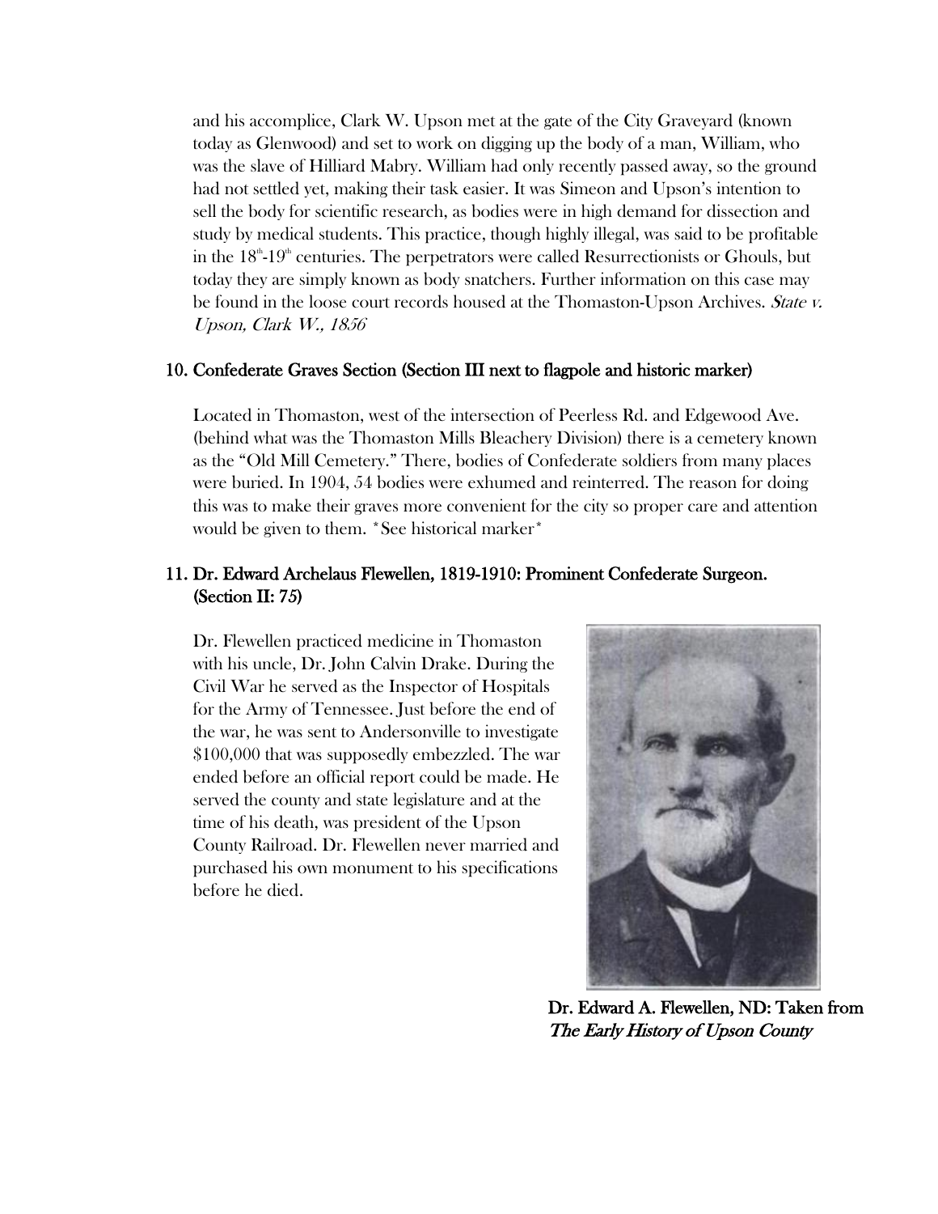and his accomplice, Clark W. Upson met at the gate of the City Graveyard (known today as Glenwood) and set to work on digging up the body of a man, William, who was the slave of Hilliard Mabry. William had only recently passed away, so the ground had not settled yet, making their task easier. It was Simeon and Upson's intention to sell the body for scientific research, as bodies were in high demand for dissection and study by medical students. This practice, though highly illegal, was said to be profitable in the 18th-19th centuries. The perpetrators were called Resurrectionists or Ghouls, but today they are simply known as body snatchers. Further information on this case may be found in the loose court records housed at the Thomaston-Upson Archives. *State v. Upson, Clark W., 1856*

### 10. Confederate Graves Section (Section III next to flagpole and historic marker)

Located in Thomaston, west of the intersection of Peerless Rd. and Edgewood Ave. (behind what was the Thomaston Mills Bleachery Division) there is a cemetery known as the "Old Mill Cemetery." There, bodies of Confederate soldiers from many places were buried. In 1904, 54 bodies were exhumed and reinterred. The reason for doing this was to make their graves more convenient for the city so proper care and attention would be given to them. *See historical marker*

### 11. Dr. Edward Archelaus Flewellen, 1819-1910: Prominent Confederate Surgeon. (Section II: 75)

Dr. Flewellen practiced medicine in Thomaston with his uncle, Dr. John Calvin Drake. During the Civil War he served as the Inspector of Hospitals for the Army of Tennessee. Just before the end of the war, he was sent to Andersonville to investigate $100,000 that was supposedly embezzled. The war ended before an official report could be made. He served the county and state legislature and at the time of his death, was president of the Upson County Railroad. Dr. Flewellen never married and purchased his own monument to his specifications before he died.

**Dr. Edward A. Flewellen, ND: Taken from *The Early History of Upson County***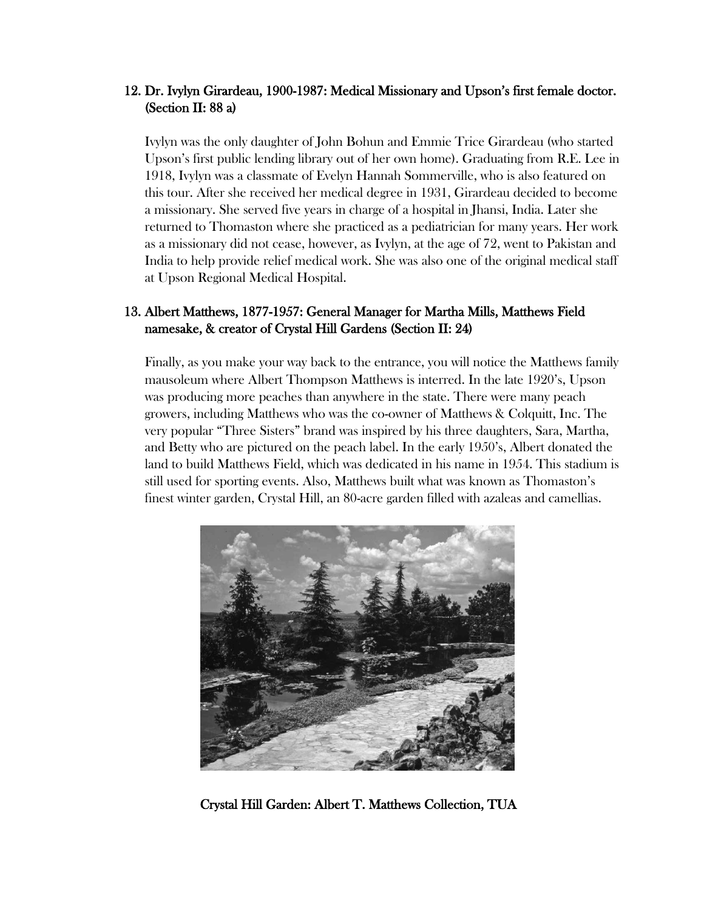### 12. Dr. Ivylyn Girardeau, 1900-1987: Medical Missionary and Upson's first female doctor. (Section II: 88 a)

Ivylyn was the only daughter of John Bohun and Emmie Trice Girardeau (who started Upson's first public lending library out of her own home). Graduating from R.E. Lee in 1918, Ivylyn was a classmate of Evelyn Hannah Sommerville, who is also featured on this tour. After she received her medical degree in 1931, Girardeau decided to become a missionary. She served five years in charge of a hospital in Jhansi, India. Later she returned to Thomaston where she practiced as a pediatrician for many years. Her work as a missionary did not cease, however, as Ivylyn, at the age of 72, went to Pakistan and India to help provide relief medical work. She was also one of the original medical staff at Upson Regional Medical Hospital.

### 13. Albert Matthews, 1877-1957: General Manager for Martha Mills, Matthews Field namesake, & creator of Crystal Hill Gardens (Section II: 24)

Finally, as you make your way back to the entrance, you will notice the Matthews family mausoleum where Albert Thompson Matthews is interred. In the late 1920's, Upson was producing more peaches than anywhere in the state. There were many peach growers, including Matthews who was the co-owner of Matthews & Colquitt, Inc. The very popular "Three Sisters" brand was inspired by his three daughters, Sara, Martha, and Betty who are pictured on the peach label. In the early 1950's, Albert donated the land to build Matthews Field, which was dedicated in his name in 1954. This stadium is still used for sporting events. Also, Matthews built what was known as Thomaston's finest winter garden, Crystal Hill, an 80-acre garden filled with azaleas and camellias.

**Crystal Hill Garden: Albert T. Matthews Collection, TUA**